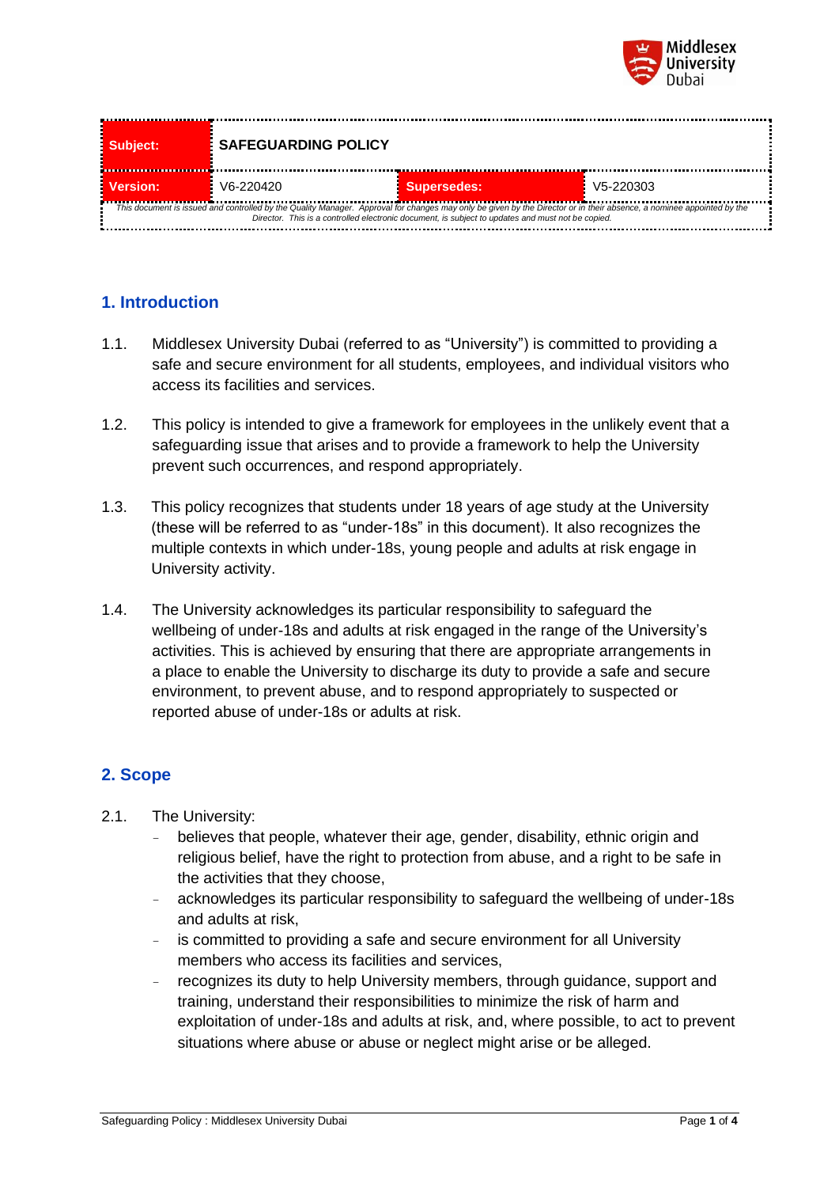| Subject: | SAFEGUARDING POLICY | | |
| --- | --- | --- | --- |
| Version: | V6-220420 | Supersedes: | V5-220303 |
| *This document is issued and controlled by the Quality Manager. Approval for changes may only be given by the Director or in their absence, a nominee appointed by the Director. This is a controlled electronic document, is subject to updates and must not be copied.* | | | |

## 1. Introduction

1.1. Middlesex University Dubai (referred to as "University") is committed to providing a safe and secure environment for all students, employees, and individual visitors who access its facilities and services.

1.2. This policy is intended to give a framework for employees in the unlikely event that a safeguarding issue that arises and to provide a framework to help the University prevent such occurrences, and respond appropriately.

1.3. This policy recognizes that students under 18 years of age study at the University (these will be referred to as "under-18s" in this document). It also recognizes the multiple contexts in which under-18s, young people and adults at risk engage in University activity.

1.4. The University acknowledges its particular responsibility to safeguard the wellbeing of under-18s and adults at risk engaged in the range of the University's activities. This is achieved by ensuring that there are appropriate arrangements in a place to enable the University to discharge its duty to provide a safe and secure environment, to prevent abuse, and to respond appropriately to suspected or reported abuse of under-18s or adults at risk.

## 2. Scope

2.1. The University:

- believes that people, whatever their age, gender, disability, ethnic origin and religious belief, have the right to protection from abuse, and a right to be safe in the activities that they choose,
- acknowledges its particular responsibility to safeguard the wellbeing of under-18s and adults at risk,
- is committed to providing a safe and secure environment for all University members who access its facilities and services,
- recognizes its duty to help University members, through guidance, support and training, understand their responsibilities to minimize the risk of harm and exploitation of under-18s and adults at risk, and, where possible, to act to prevent situations where abuse or abuse or neglect might arise or be alleged.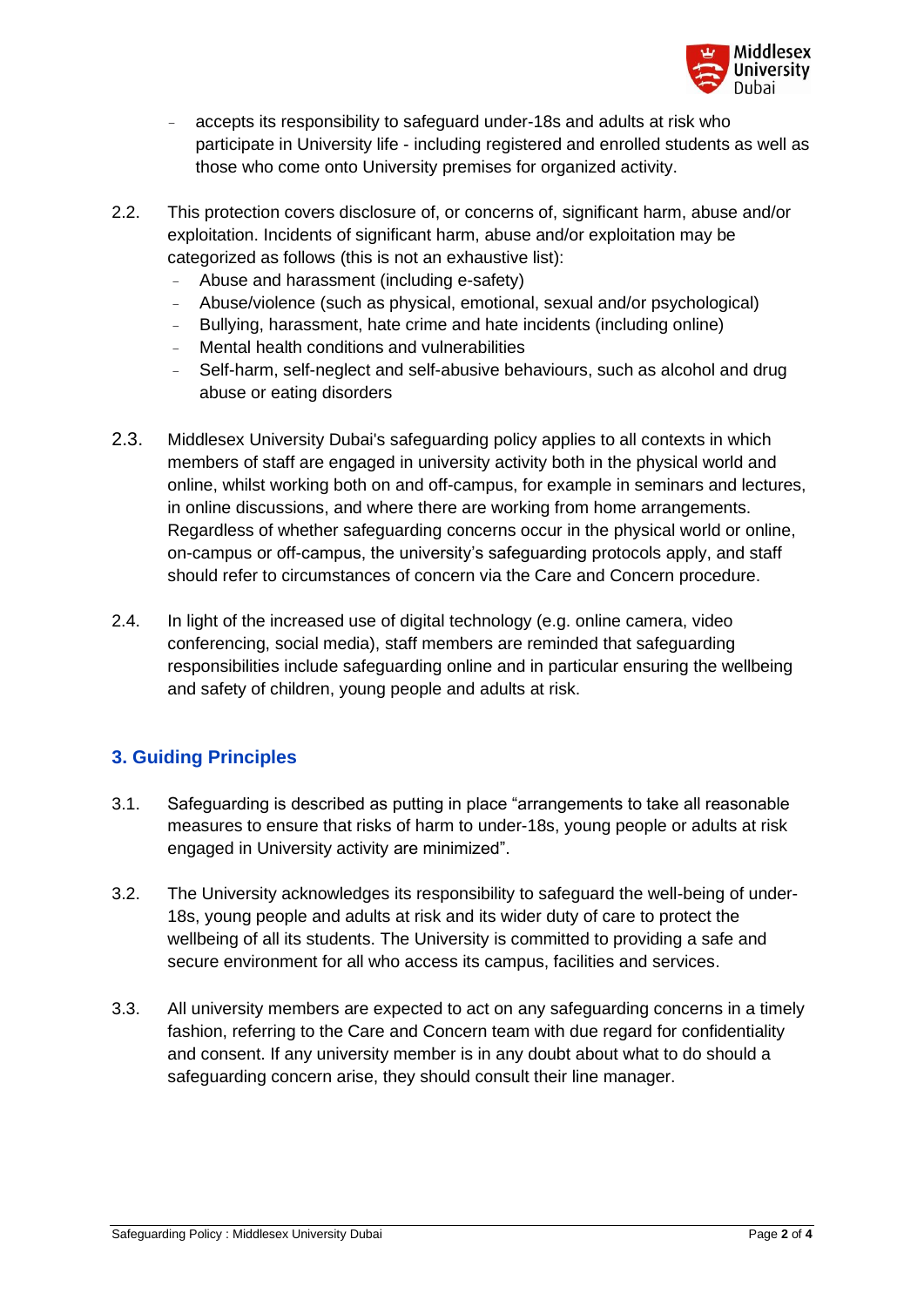- accepts its responsibility to safeguard under-18s and adults at risk who participate in University life - including registered and enrolled students as well as those who come onto University premises for organized activity.

2.2. This protection covers disclosure of, or concerns of, significant harm, abuse and/or exploitation. Incidents of significant harm, abuse and/or exploitation may be categorized as follows (this is not an exhaustive list):

- Abuse and harassment (including e-safety)
- Abuse/violence (such as physical, emotional, sexual and/or psychological)
- Bullying, harassment, hate crime and hate incidents (including online)
- Mental health conditions and vulnerabilities
- Self-harm, self-neglect and self-abusive behaviours, such as alcohol and drug abuse or eating disorders

2.3. Middlesex University Dubai's safeguarding policy applies to all contexts in which members of staff are engaged in university activity both in the physical world and online, whilst working both on and off-campus, for example in seminars and lectures, in online discussions, and where there are working from home arrangements. Regardless of whether safeguarding concerns occur in the physical world or online, on-campus or off-campus, the university's safeguarding protocols apply, and staff should refer to circumstances of concern via the Care and Concern procedure.

2.4. In light of the increased use of digital technology (e.g. online camera, video conferencing, social media), staff members are reminded that safeguarding responsibilities include safeguarding online and in particular ensuring the wellbeing and safety of children, young people and adults at risk.

## 3. Guiding Principles

3.1. Safeguarding is described as putting in place "arrangements to take all reasonable measures to ensure that risks of harm to under-18s, young people or adults at risk engaged in University activity are minimized".

3.2. The University acknowledges its responsibility to safeguard the well-being of under-18s, young people and adults at risk and its wider duty of care to protect the wellbeing of all its students. The University is committed to providing a safe and secure environment for all who access its campus, facilities and services.

3.3. All university members are expected to act on any safeguarding concerns in a timely fashion, referring to the Care and Concern team with due regard for confidentiality and consent. If any university member is in any doubt about what to do should a safeguarding concern arise, they should consult their line manager.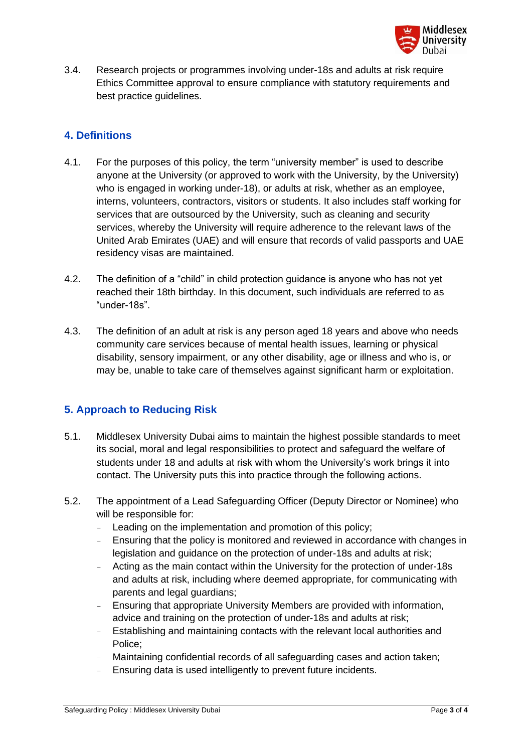3.4. Research projects or programmes involving under-18s and adults at risk require Ethics Committee approval to ensure compliance with statutory requirements and best practice guidelines.

## 4. Definitions

4.1. For the purposes of this policy, the term "university member" is used to describe anyone at the University (or approved to work with the University, by the University) who is engaged in working under-18), or adults at risk, whether as an employee, interns, volunteers, contractors, visitors or students. It also includes staff working for services that are outsourced by the University, such as cleaning and security services, whereby the University will require adherence to the relevant laws of the United Arab Emirates (UAE) and will ensure that records of valid passports and UAE residency visas are maintained.

4.2. The definition of a "child" in child protection guidance is anyone who has not yet reached their 18th birthday. In this document, such individuals are referred to as "under-18s".

4.3. The definition of an adult at risk is any person aged 18 years and above who needs community care services because of mental health issues, learning or physical disability, sensory impairment, or any other disability, age or illness and who is, or may be, unable to take care of themselves against significant harm or exploitation.

## 5. Approach to Reducing Risk

5.1. Middlesex University Dubai aims to maintain the highest possible standards to meet its social, moral and legal responsibilities to protect and safeguard the welfare of students under 18 and adults at risk with whom the University's work brings it into contact. The University puts this into practice through the following actions.

5.2. The appointment of a Lead Safeguarding Officer (Deputy Director or Nominee) who will be responsible for:

- Leading on the implementation and promotion of this policy;
- Ensuring that the policy is monitored and reviewed in accordance with changes in legislation and guidance on the protection of under-18s and adults at risk;
- Acting as the main contact within the University for the protection of under-18s and adults at risk, including where deemed appropriate, for communicating with parents and legal guardians;
- Ensuring that appropriate University Members are provided with information, advice and training on the protection of under-18s and adults at risk;
- Establishing and maintaining contacts with the relevant local authorities and Police;
- Maintaining confidential records of all safeguarding cases and action taken;
- Ensuring data is used intelligently to prevent future incidents.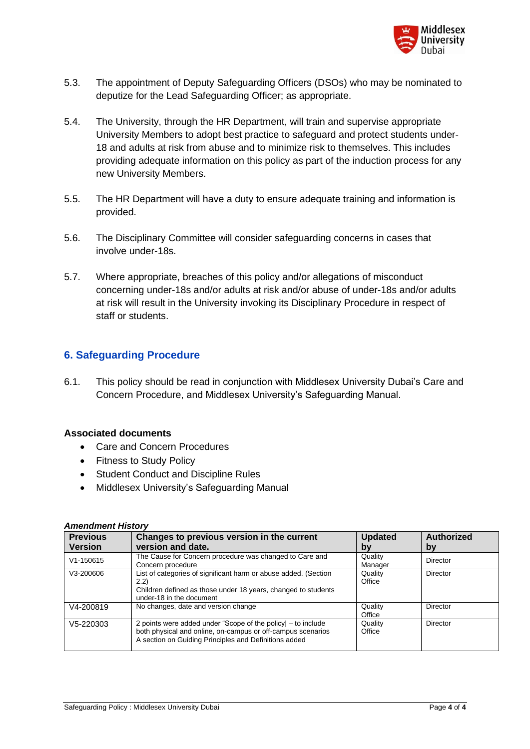5.3. The appointment of Deputy Safeguarding Officers (DSOs) who may be nominated to deputize for the Lead Safeguarding Officer; as appropriate.

5.4. The University, through the HR Department, will train and supervise appropriate University Members to adopt best practice to safeguard and protect students under-18 and adults at risk from abuse and to minimize risk to themselves. This includes providing adequate information on this policy as part of the induction process for any new University Members.

5.5. The HR Department will have a duty to ensure adequate training and information is provided.

5.6. The Disciplinary Committee will consider safeguarding concerns in cases that involve under-18s.

5.7. Where appropriate, breaches of this policy and/or allegations of misconduct concerning under-18s and/or adults at risk and/or abuse of under-18s and/or adults at risk will result in the University invoking its Disciplinary Procedure in respect of staff or students.

## 6. Safeguarding Procedure

6.1. This policy should be read in conjunction with Middlesex University Dubai's Care and Concern Procedure, and Middlesex University's Safeguarding Manual.

### Associated documents

- Care and Concern Procedures
- Fitness to Study Policy
- Student Conduct and Discipline Rules
- Middlesex University's Safeguarding Manual

***Amendment History***

| Previous Version | Changes to previous version in the current version and date. | Updated by | Authorized by |
|---|---|---|---|
| V1-150615 | The Cause for Concern procedure was changed to Care and Concern procedure | Quality Manager | Director |
| V3-200606 | List of categories of significant harm or abuse added. (Section 2.2)<br>Children defined as those under 18 years, changed to students under-18 in the document | Quality Office | Director |
| V4-200819 | No changes, date and version change | Quality Office | Director |
| V5-220303 | 2 points were added under "Scope of the policy\| – to include both physical and online, on-campus or off-campus scenarios<br>A section on Guiding Principles and Definitions added | Quality Office | Director |